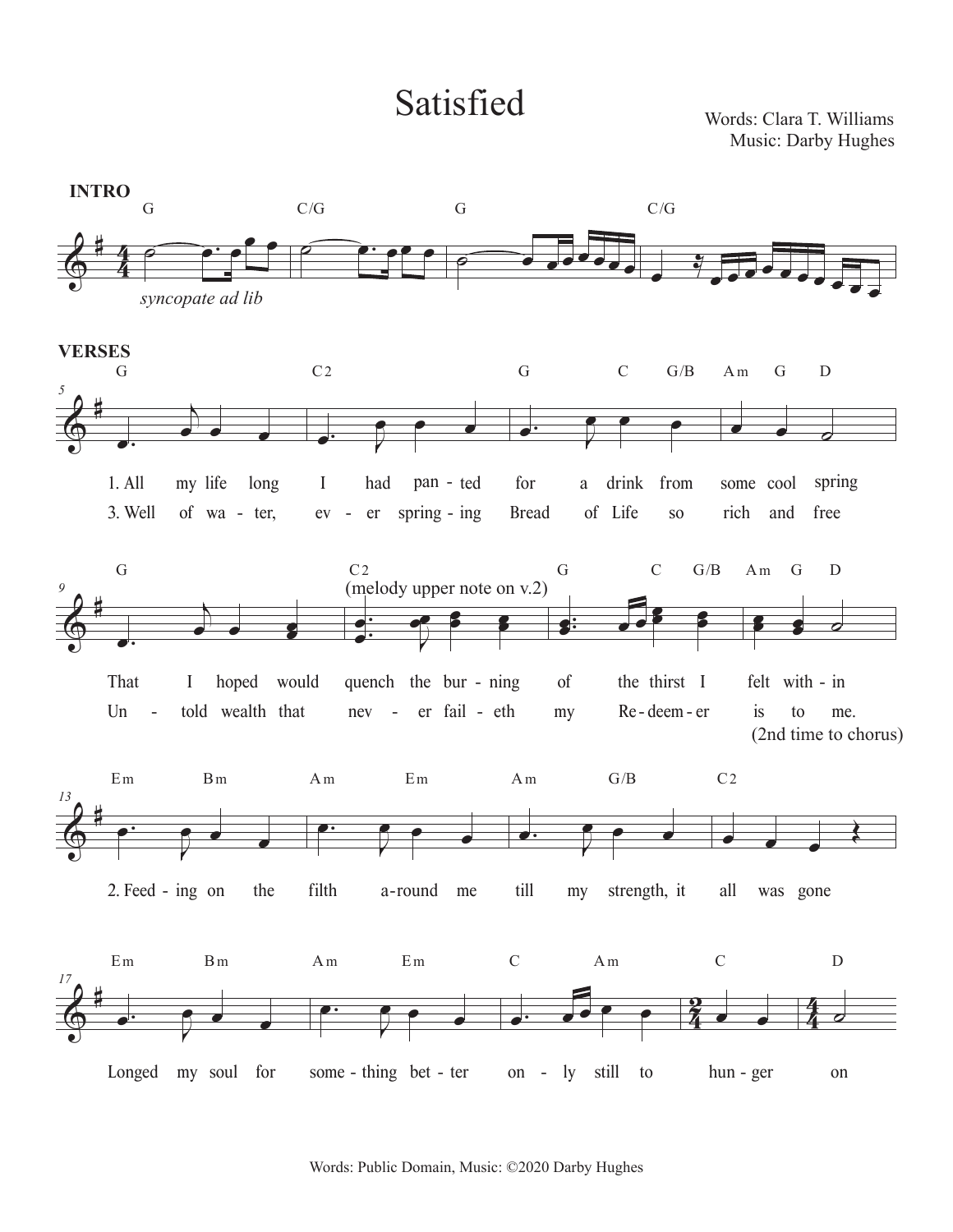# Satisfied

Words: Clara T. Williams
Music: Darby Hughes

**INTRO**

G C/G G C/G

*syncopate ad lib*

**VERSES**

G C2 G C G/B Am G D

1. All my life long I had pan - ted for a drink from some cool spring
3. Well of wa - ter, ev - er spring - ing Bread of Life so rich and free

G C2 G C G/B Am G D

(melody upper note on v.2)

That I hoped would quench the bur - ning of the thirst I felt with - in
Un - told wealth that nev - er fail - eth my Re - deem - er is to me.

(2nd time to chorus)

Em Bm Am Em Am G/B C2

2. Feed - ing on the filth a - round me till my strength, it all was gone

Em Bm Am Em C Am C D

Longed my soul for some - thing bet - ter on - ly still to hun - ger on

Words: Public Domain, Music: ©2020 Darby Hughes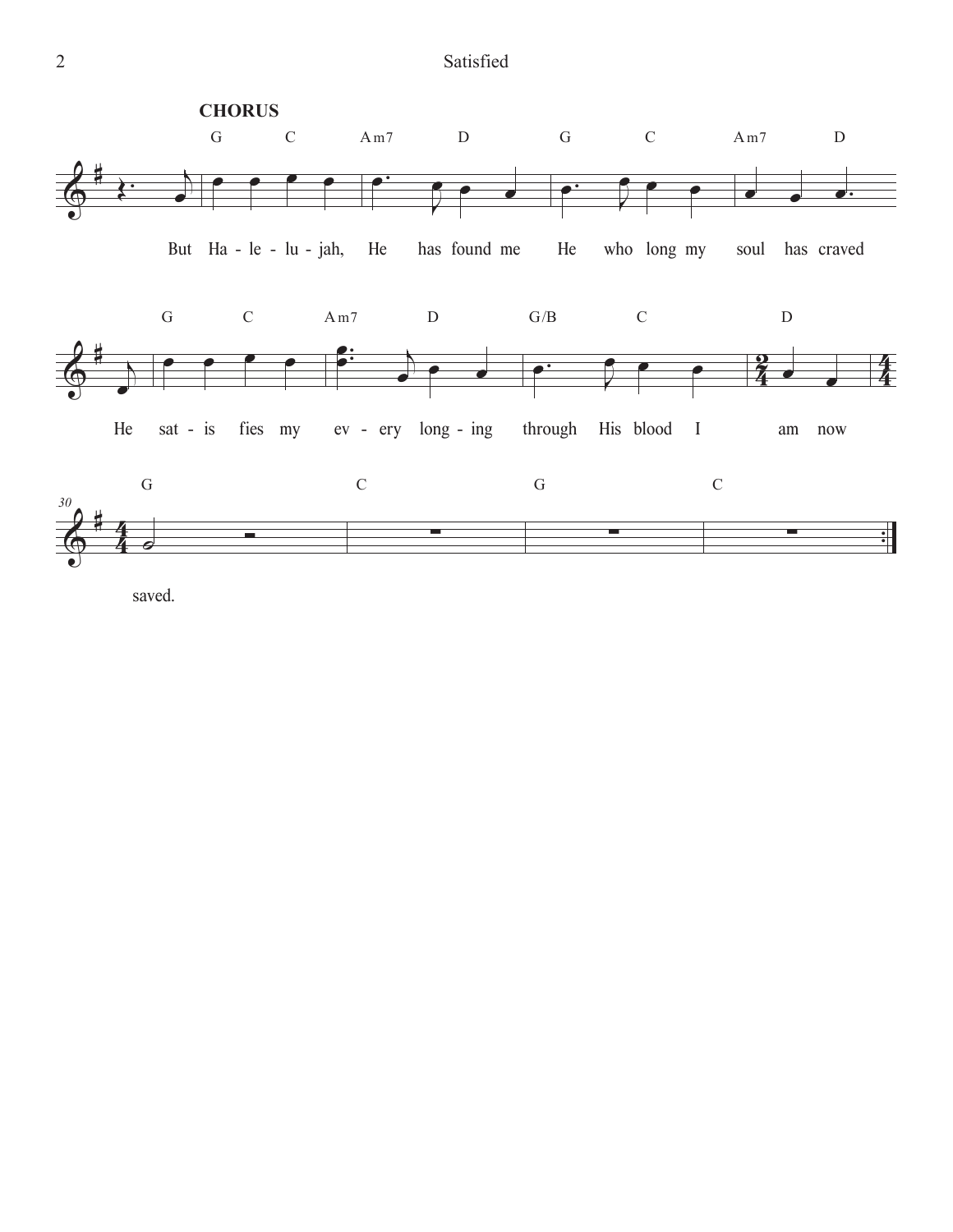**CHORUS**

G C Am7 D G C Am7 D

But Ha - le - lu - jah, He has found me He who long my soul has craved

G C Am7 D G/B C D

He sat - is fies my ev - ery long - ing through His blood I am now

G C G C

saved.